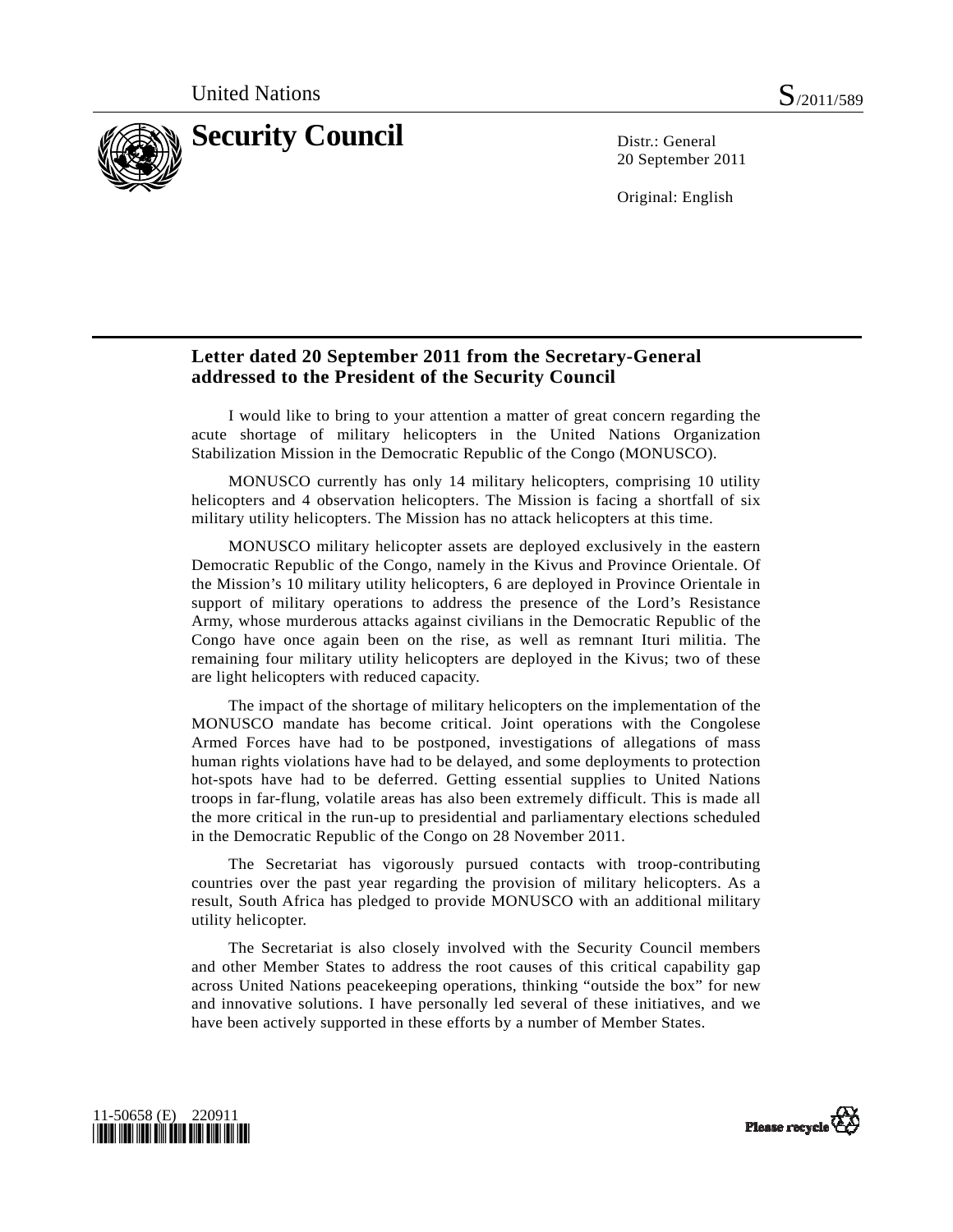United Nations S/2011/589

# Security Council

Distr.: General
20 September 2011

Original: English

## Letter dated 20 September 2011 from the Secretary-General addressed to the President of the Security Council

I would like to bring to your attention a matter of great concern regarding the acute shortage of military helicopters in the United Nations Organization Stabilization Mission in the Democratic Republic of the Congo (MONUSCO).

MONUSCO currently has only 14 military helicopters, comprising 10 utility helicopters and 4 observation helicopters. The Mission is facing a shortfall of six military utility helicopters. The Mission has no attack helicopters at this time.

MONUSCO military helicopter assets are deployed exclusively in the eastern Democratic Republic of the Congo, namely in the Kivus and Province Orientale. Of the Mission's 10 military utility helicopters, 6 are deployed in Province Orientale in support of military operations to address the presence of the Lord's Resistance Army, whose murderous attacks against civilians in the Democratic Republic of the Congo have once again been on the rise, as well as remnant Ituri militia. The remaining four military utility helicopters are deployed in the Kivus; two of these are light helicopters with reduced capacity.

The impact of the shortage of military helicopters on the implementation of the MONUSCO mandate has become critical. Joint operations with the Congolese Armed Forces have had to be postponed, investigations of allegations of mass human rights violations have had to be delayed, and some deployments to protection hot-spots have had to be deferred. Getting essential supplies to United Nations troops in far-flung, volatile areas has also been extremely difficult. This is made all the more critical in the run-up to presidential and parliamentary elections scheduled in the Democratic Republic of the Congo on 28 November 2011.

The Secretariat has vigorously pursued contacts with troop-contributing countries over the past year regarding the provision of military helicopters. As a result, South Africa has pledged to provide MONUSCO with an additional military utility helicopter.

The Secretariat is also closely involved with the Security Council members and other Member States to address the root causes of this critical capability gap across United Nations peacekeeping operations, thinking "outside the box" for new and innovative solutions. I have personally led several of these initiatives, and we have been actively supported in these efforts by a number of Member States.

11-50658 (E) 220911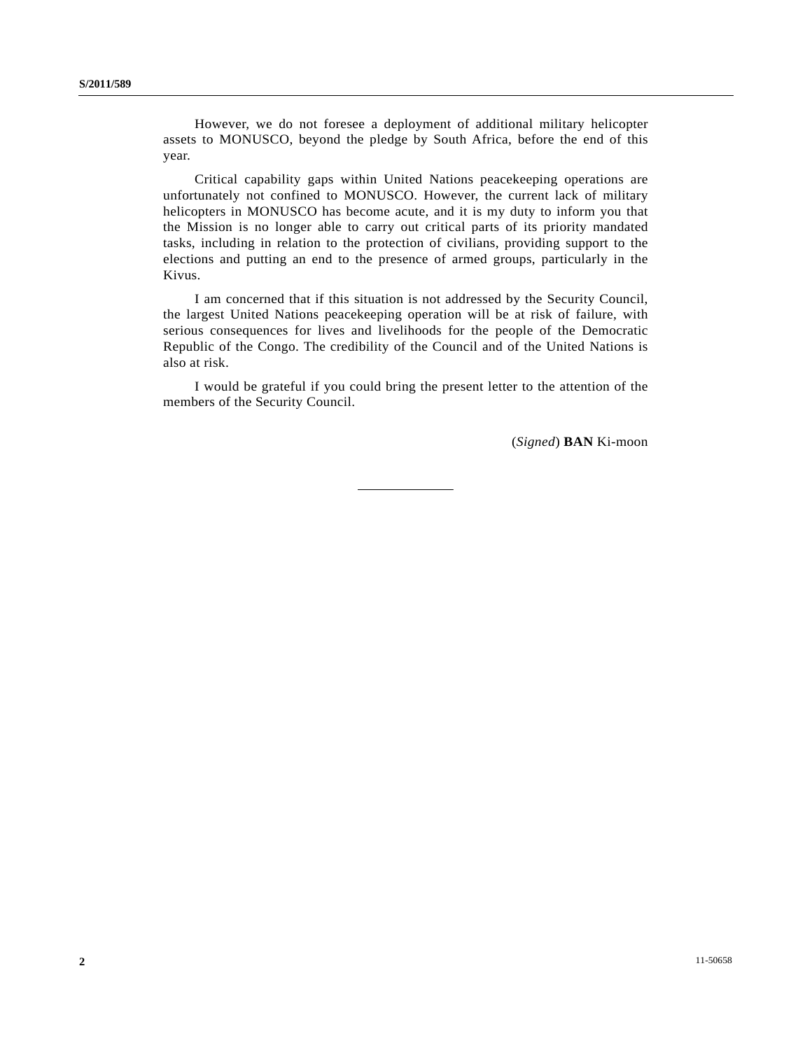However, we do not foresee a deployment of additional military helicopter assets to MONUSCO, beyond the pledge by South Africa, before the end of this year.

Critical capability gaps within United Nations peacekeeping operations are unfortunately not confined to MONUSCO. However, the current lack of military helicopters in MONUSCO has become acute, and it is my duty to inform you that the Mission is no longer able to carry out critical parts of its priority mandated tasks, including in relation to the protection of civilians, providing support to the elections and putting an end to the presence of armed groups, particularly in the Kivus.

I am concerned that if this situation is not addressed by the Security Council, the largest United Nations peacekeeping operation will be at risk of failure, with serious consequences for lives and livelihoods for the people of the Democratic Republic of the Congo. The credibility of the Council and of the United Nations is also at risk.

I would be grateful if you could bring the present letter to the attention of the members of the Security Council.

(*Signed*) **BAN** Ki-moon